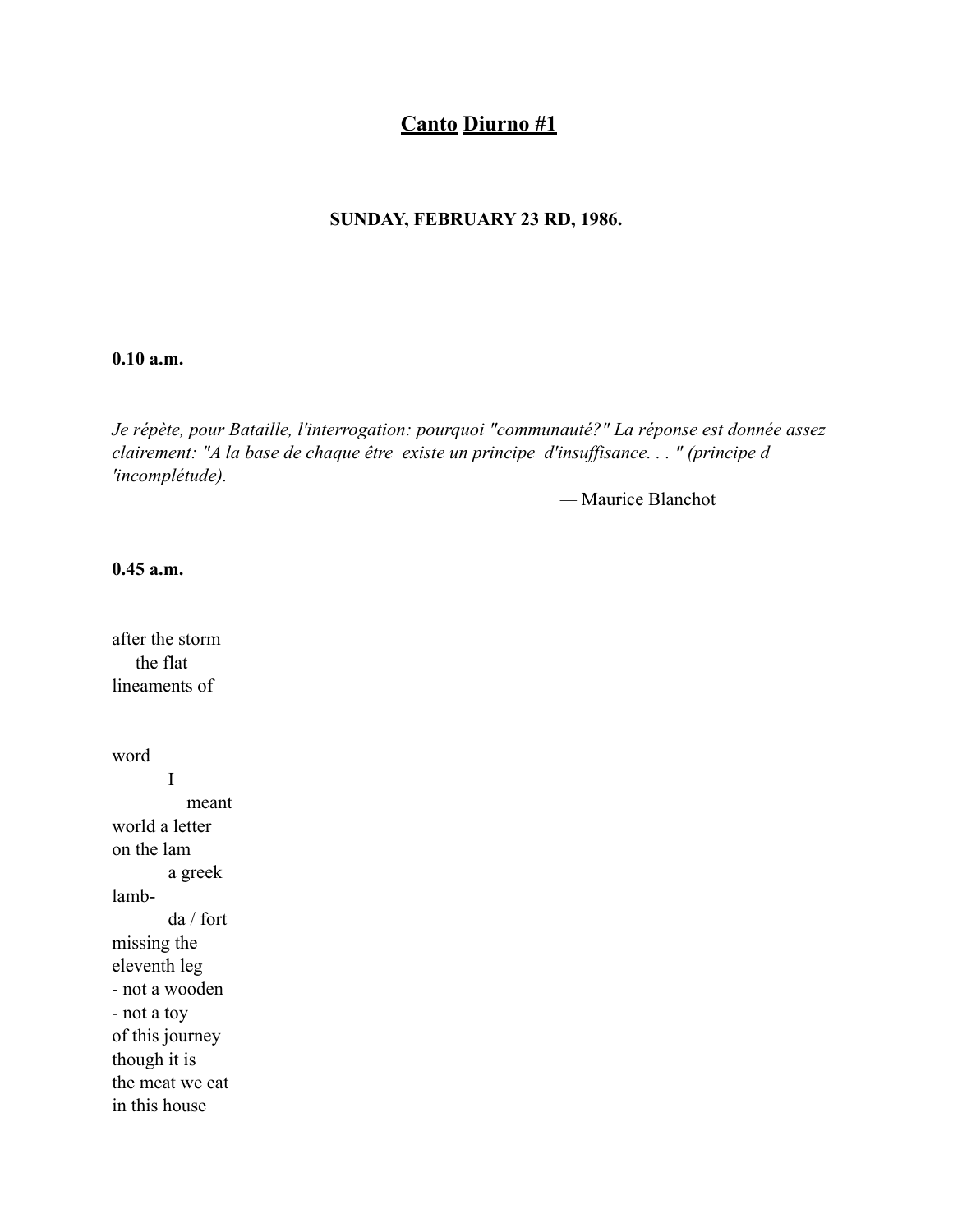# <u>Canto</u> <u>Diurno #1</u>

**SUNDAY, FEBRUARY 23 RD, 1986.**

**0.10 a.m.**

*Je répète, pour Bataille, l'interrogation: pourquoi "communauté?" La réponse est donnée assez clairement: "A la base de chaque être  existe un principe  d'insuffisance. . . " (principe d 'incomplétude).*

— Maurice Blanchot

**0.45 a.m.**

after the storm  
&nbsp;&nbsp;&nbsp;&nbsp;the flat  
lineaments of

word  
&nbsp;&nbsp;&nbsp;&nbsp;&nbsp;&nbsp;&nbsp;&nbsp;&nbsp;&nbsp;I  
&nbsp;&nbsp;&nbsp;&nbsp;&nbsp;&nbsp;&nbsp;&nbsp;&nbsp;&nbsp;&nbsp;&nbsp;&nbsp;meant  
world a letter  
on the lam  
&nbsp;&nbsp;&nbsp;&nbsp;&nbsp;&nbsp;&nbsp;&nbsp;&nbsp;&nbsp;a greek  
lamb-  
&nbsp;&nbsp;&nbsp;&nbsp;&nbsp;&nbsp;&nbsp;&nbsp;&nbsp;&nbsp;da / fort  
missing the  
eleventh leg  
- not a wooden  
- not a toy  
of this journey  
though it is  
the meat we eat  
in this house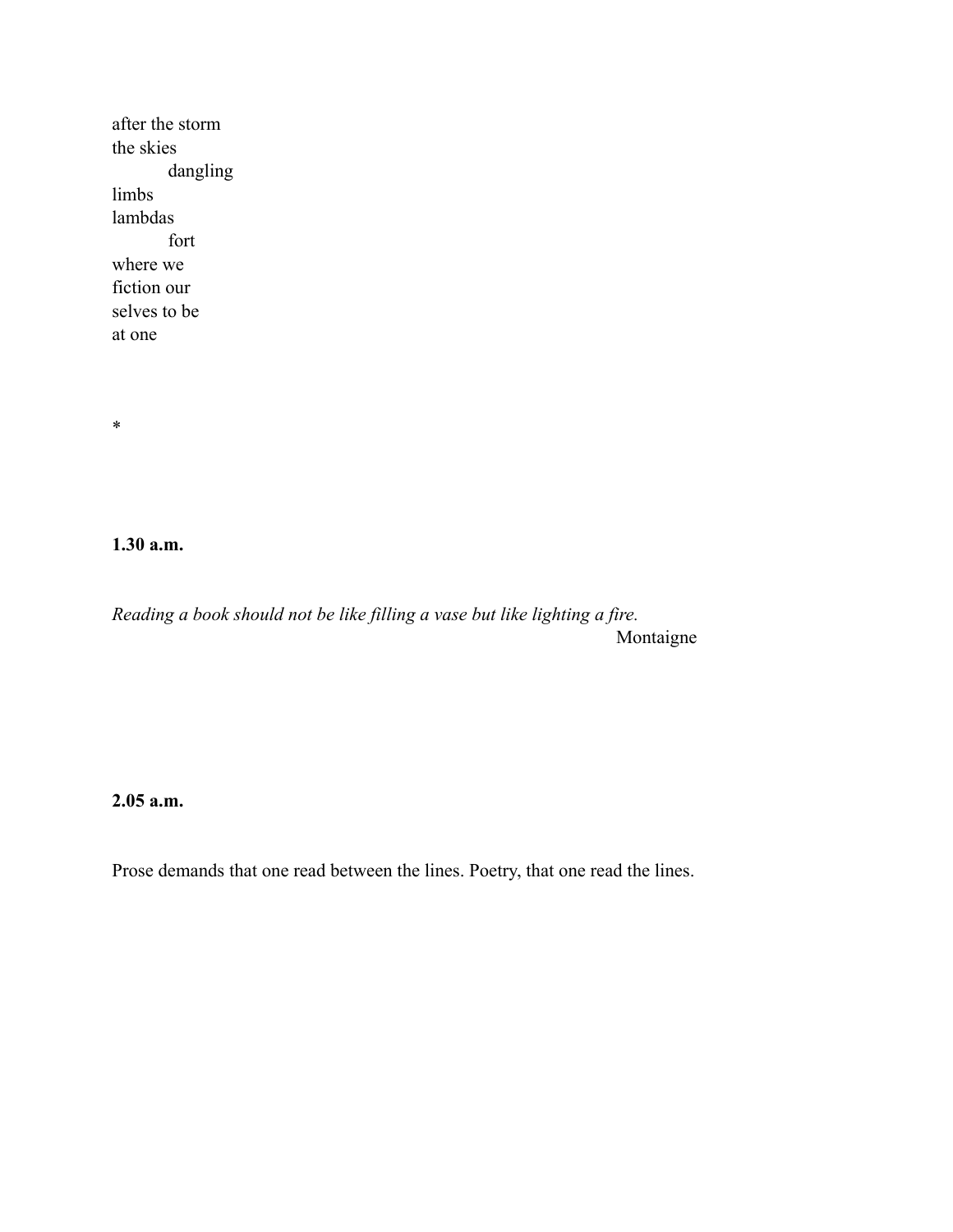after the storm  
the skies  
&emsp;&emsp;&emsp;dangling  
limbs  
lambdas  
&emsp;&emsp;&emsp;fort  
where we  
fiction our  
selves to be  
at one

*

**1.30 a.m.**

*Reading a book should not be like filling a vase but like lighting a fire.*  
Montaigne

**2.05 a.m.**

Prose demands that one read between the lines. Poetry, that one read the lines.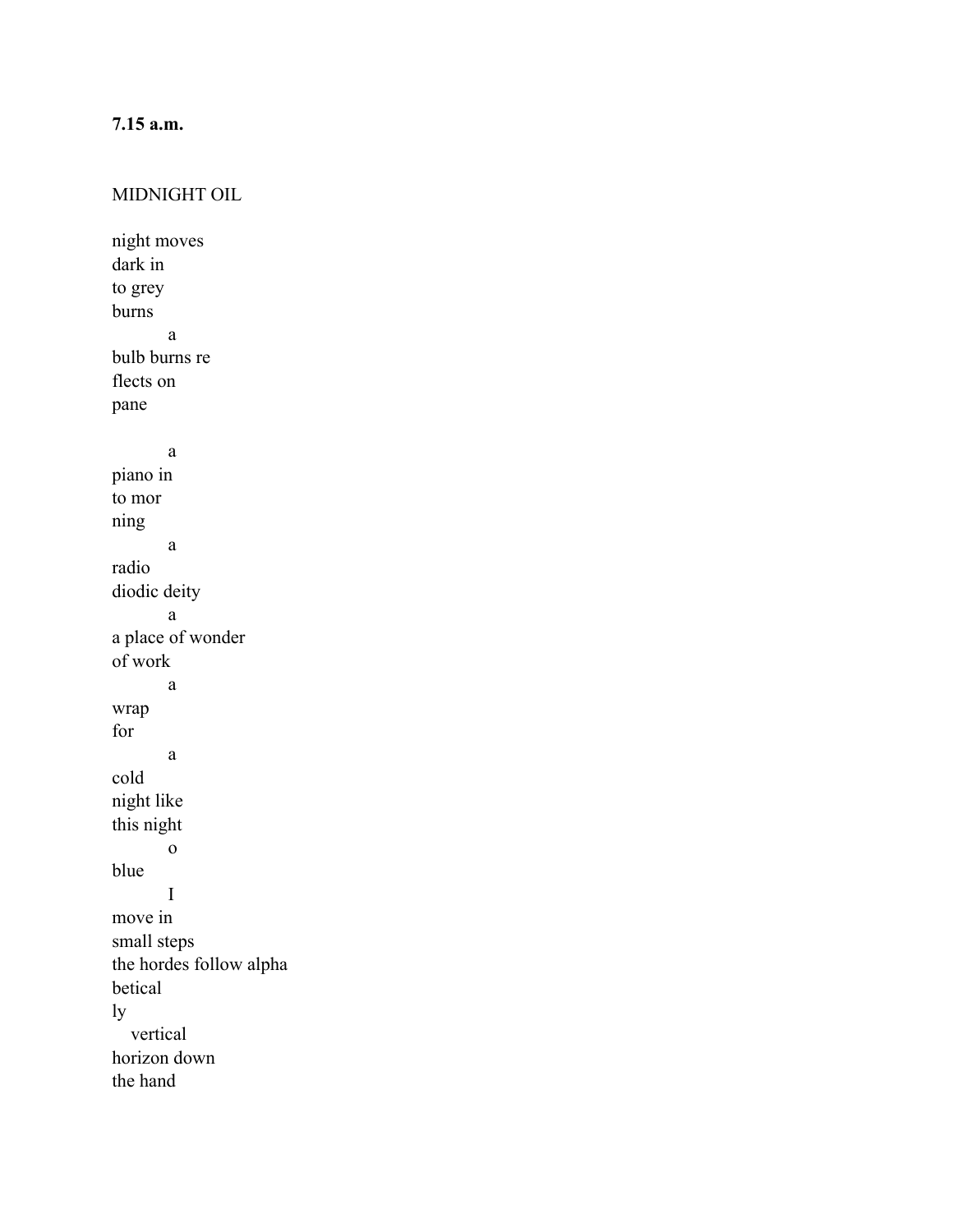**7.15 a.m.**

MIDNIGHT OIL

night moves  
dark in  
to grey  
burns  
&nbsp;&nbsp;&nbsp;&nbsp;&nbsp;&nbsp;&nbsp;&nbsp;a  
bulb burns re  
flects on  
pane

&nbsp;&nbsp;&nbsp;&nbsp;&nbsp;&nbsp;&nbsp;&nbsp;a  
piano in  
to mor  
ning  
&nbsp;&nbsp;&nbsp;&nbsp;&nbsp;&nbsp;&nbsp;&nbsp;a  
radio  
diodic deity  
&nbsp;&nbsp;&nbsp;&nbsp;&nbsp;&nbsp;&nbsp;&nbsp;a  
a place of wonder  
of work  
&nbsp;&nbsp;&nbsp;&nbsp;&nbsp;&nbsp;&nbsp;&nbsp;a  
wrap  
for  
&nbsp;&nbsp;&nbsp;&nbsp;&nbsp;&nbsp;&nbsp;&nbsp;a  
cold  
night like  
this night  
&nbsp;&nbsp;&nbsp;&nbsp;&nbsp;&nbsp;&nbsp;&nbsp;o  
blue  
&nbsp;&nbsp;&nbsp;&nbsp;&nbsp;&nbsp;&nbsp;&nbsp;I  
move in  
small steps  
the hordes follow alpha  
betical  
ly  
&nbsp;&nbsp;&nbsp;vertical  
horizon down  
the hand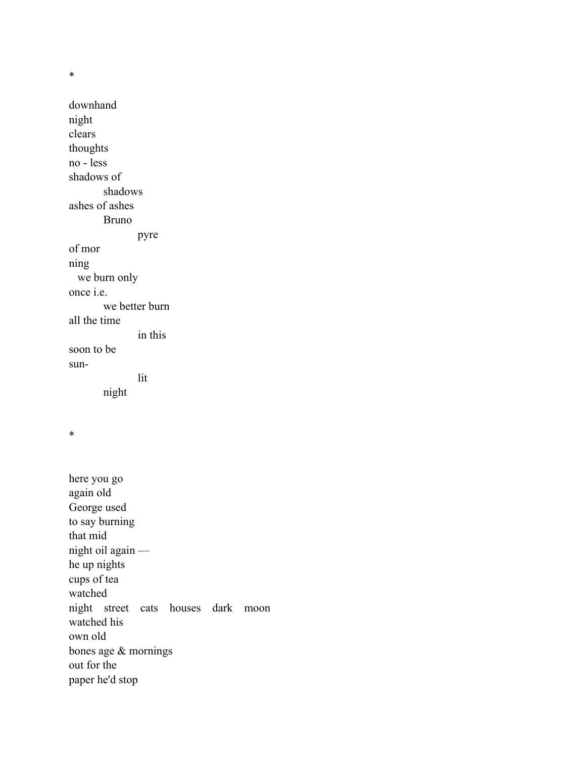*

downhand
night
clears
thoughts
no - less
shadows of
&emsp;&emsp;&emsp;shadows
ashes of ashes
&emsp;&emsp;&emsp;Bruno
&emsp;&emsp;&emsp;&emsp;&emsp;&emsp;pyre
of mor
ning
&emsp;we burn only
once i.e.
&emsp;&emsp;&emsp;we better burn
all the time
&emsp;&emsp;&emsp;&emsp;&emsp;&emsp;in this
soon to be
sun-
&emsp;&emsp;&emsp;&emsp;&emsp;&emsp;lit
&emsp;&emsp;&emsp;night

*

here you go
again old
George used
to say burning
that mid
night oil again —
he up nights
cups of tea
watched
night&emsp;street&emsp;cats&emsp;houses&emsp;dark&emsp;moon
watched his
own old
bones age & mornings
out for the
paper he'd stop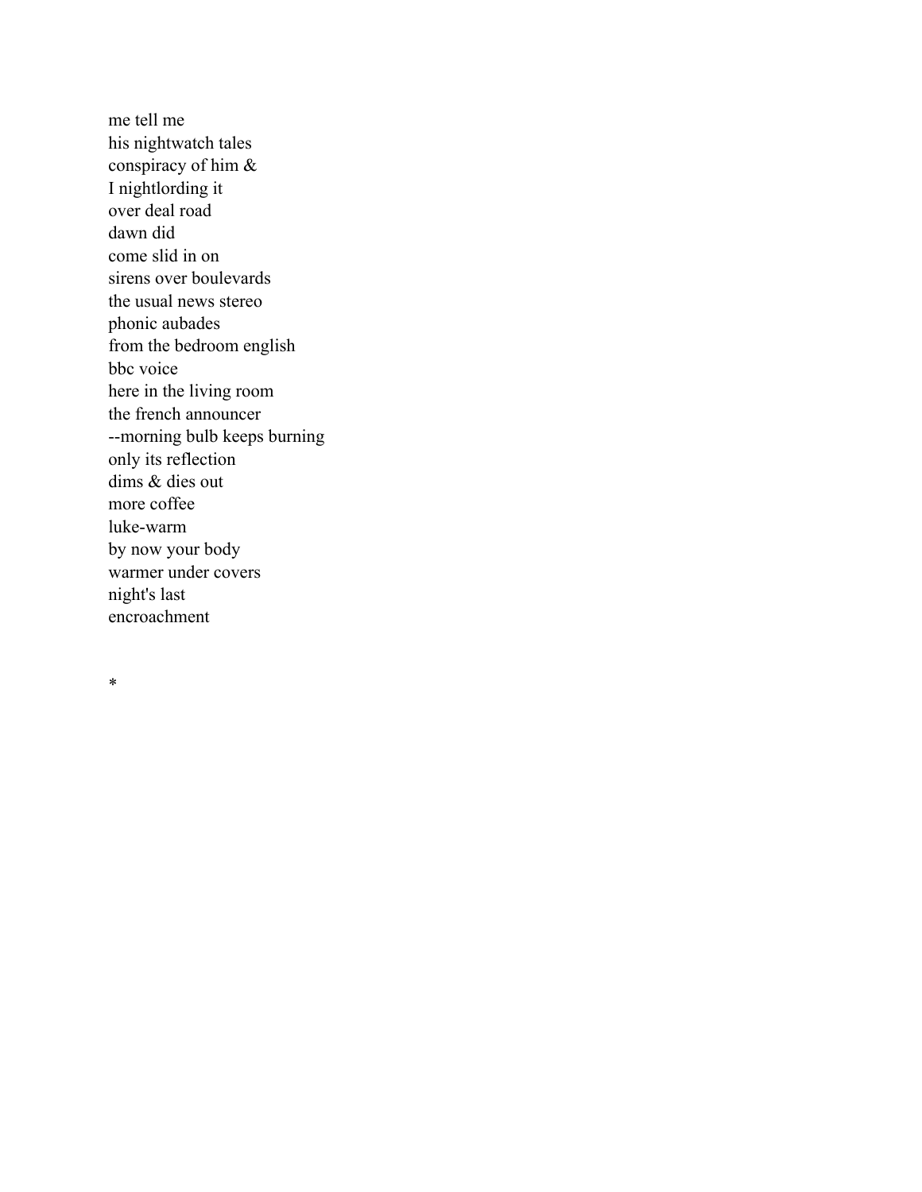me tell me
his nightwatch tales
conspiracy of him &
I nightlording it
over deal road
dawn did
come slid in on
sirens over boulevards
the usual news stereo
phonic aubades
from the bedroom english
bbc voice
here in the living room
the french announcer
--morning bulb keeps burning
only its reflection
dims & dies out
more coffee
luke-warm
by now your body
warmer under covers
night's last
encroachment

*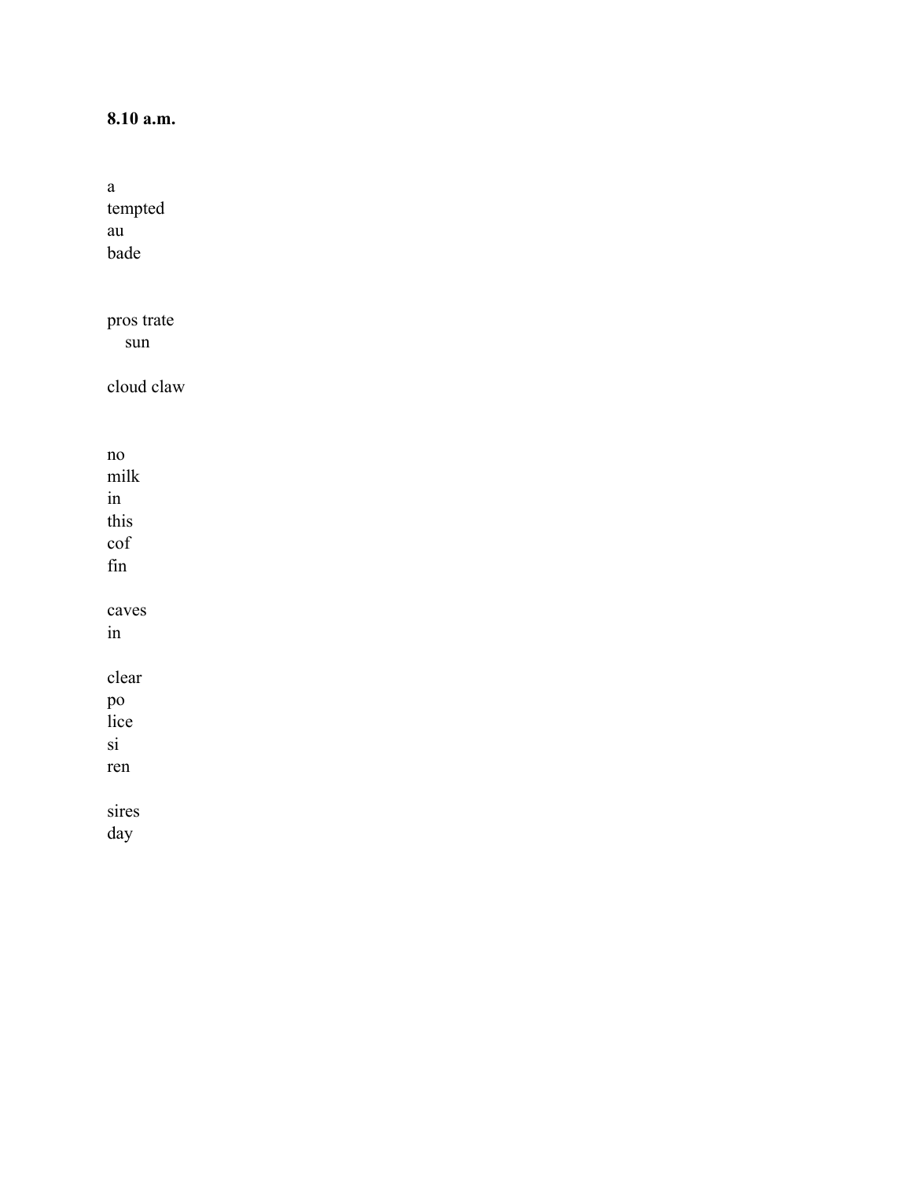**8.10 a.m.**

a
tempted
au
bade

pros trate
    sun

cloud claw

no
milk
in
this
cof
fin

caves
in

clear
po
lice
si
ren

sires
day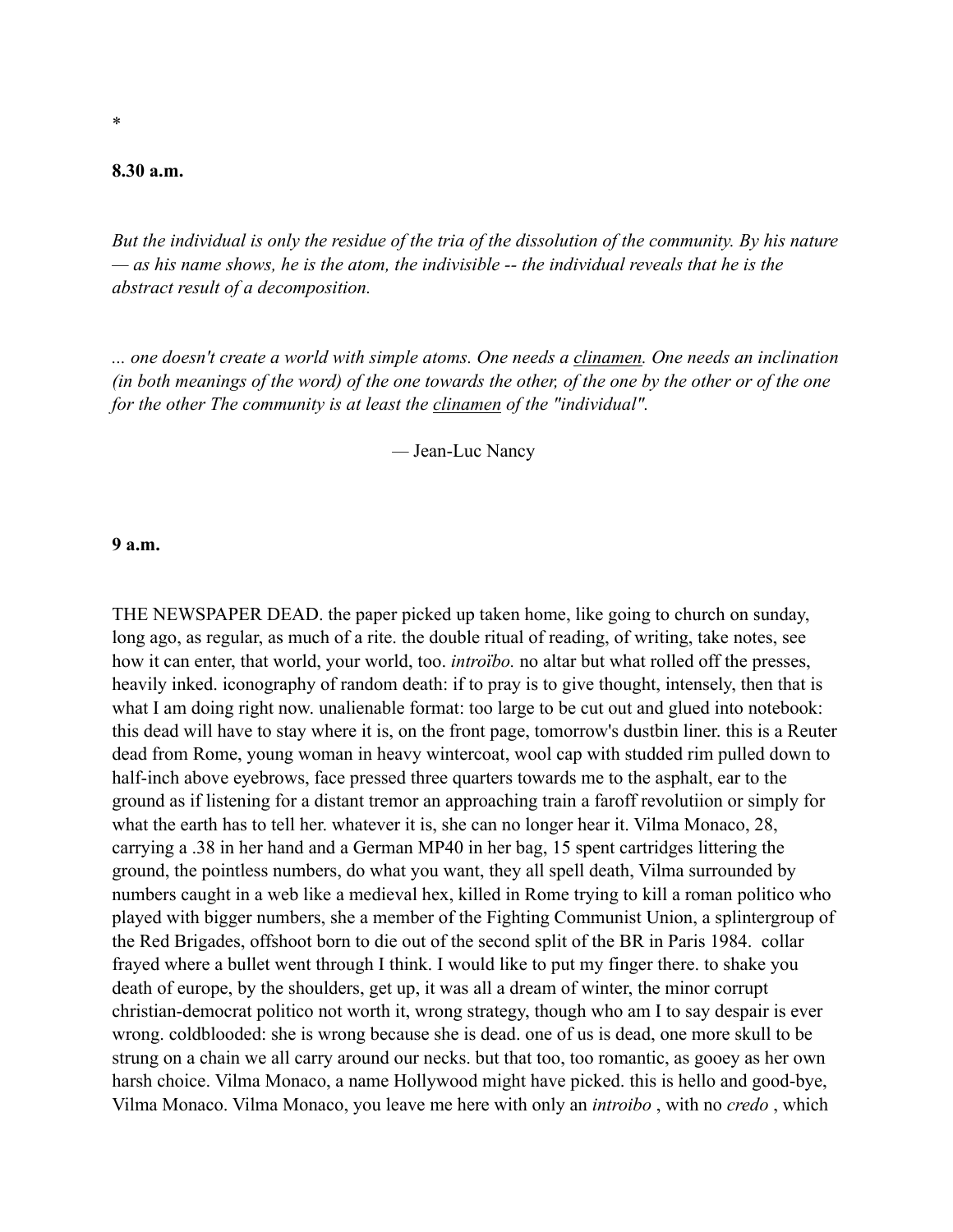*

**8.30 a.m.**

*But the individual is only the residue of the tria of the dissolution of the community. By his nature — as his name shows, he is the atom, the indivisible -- the individual reveals that he is the abstract result of a decomposition.*

*... one doesn't create a world with simple atoms. One needs a <u>clinamen</u>. One needs an inclination (in both meanings of the word) of the one towards the other, of the one by the other or of the one for the other The community is at least the <u>clinamen</u> of the "individual".*

— Jean-Luc Nancy

**9 a.m.**

THE NEWSPAPER DEAD. the paper picked up taken home, like going to church on sunday, long ago, as regular, as much of a rite. the double ritual of reading, of writing, take notes, see how it can enter, that world, your world, too. *introïbo.* no altar but what rolled off the presses, heavily inked. iconography of random death: if to pray is to give thought, intensely, then that is what I am doing right now. unalienable format: too large to be cut out and glued into notebook: this dead will have to stay where it is, on the front page, tomorrow's dustbin liner. this is a Reuter dead from Rome, young woman in heavy wintercoat, wool cap with studded rim pulled down to half-inch above eyebrows, face pressed three quarters towards me to the asphalt, ear to the ground as if listening for a distant tremor an approaching train a faroff revolutiion or simply for what the earth has to tell her. whatever it is, she can no longer hear it. Vilma Monaco, 28, carrying a .38 in her hand and a German MP40 in her bag, 15 spent cartridges littering the ground, the pointless numbers, do what you want, they all spell death, Vilma surrounded by numbers caught in a web like a medieval hex, killed in Rome trying to kill a roman politico who played with bigger numbers, she a member of the Fighting Communist Union, a splintergroup of the Red Brigades, offshoot born to die out of the second split of the BR in Paris 1984. collar frayed where a bullet went through I think. I would like to put my finger there. to shake you death of europe, by the shoulders, get up, it was all a dream of winter, the minor corrupt christian-democrat politico not worth it, wrong strategy, though who am I to say despair is ever wrong. coldblooded: she is wrong because she is dead. one of us is dead, one more skull to be strung on a chain we all carry around our necks. but that too, too romantic, as gooey as her own harsh choice. Vilma Monaco, a name Hollywood might have picked. this is hello and good-bye, Vilma Monaco. Vilma Monaco, you leave me here with only an *introibo* , with no *credo* , which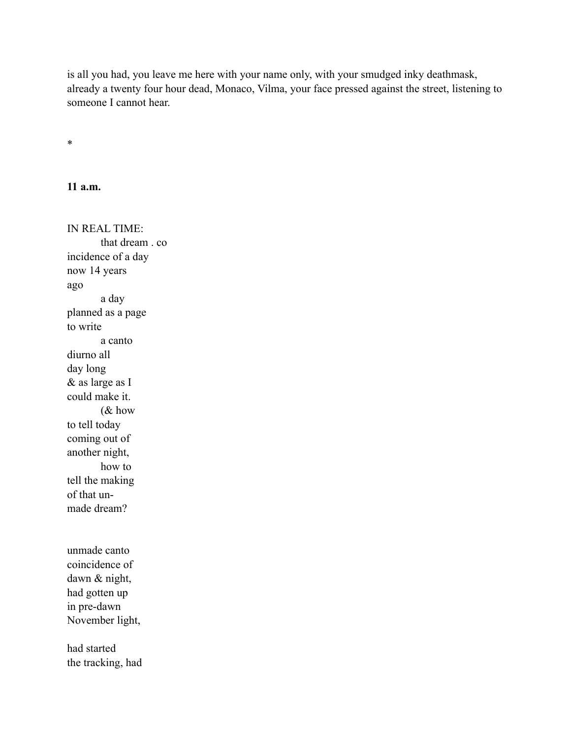is all you had, you leave me here with your name only, with your smudged inky deathmask, already a twenty four hour dead, Monaco, Vilma, your face pressed against the street, listening to someone I cannot hear.

*

**11 a.m.**

IN REAL TIME:
        that dream . co
incidence of a day
now 14 years
ago
        a day
planned as a page
to write
        a canto
diurno all
day long
& as large as I
could make it.
        (& how
to tell today
coming out of
another night,
        how to
tell the making
of that un-
made dream?

unmade canto
coincidence of
dawn & night,
had gotten up
in pre-dawn
November light,

had started
the tracking, had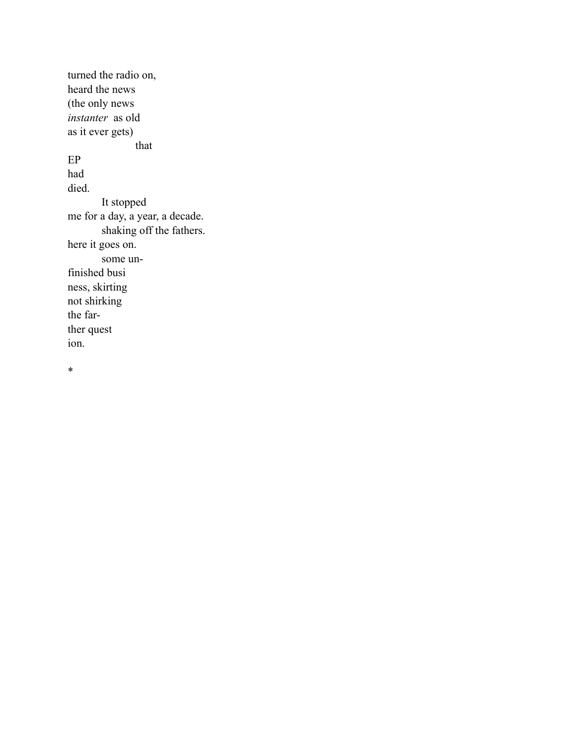turned the radio on,  
heard the news  
(the only news  
*instanter*  as old  
as it ever gets)  
                    that  
EP  
had  
died.  
          It stopped  
me for a day, a year, a decade.  
          shaking off the fathers.  
here it goes on.  
          some un-  
finished busi  
ness, skirting  
not shirking  
the far-  
ther quest  
ion.

*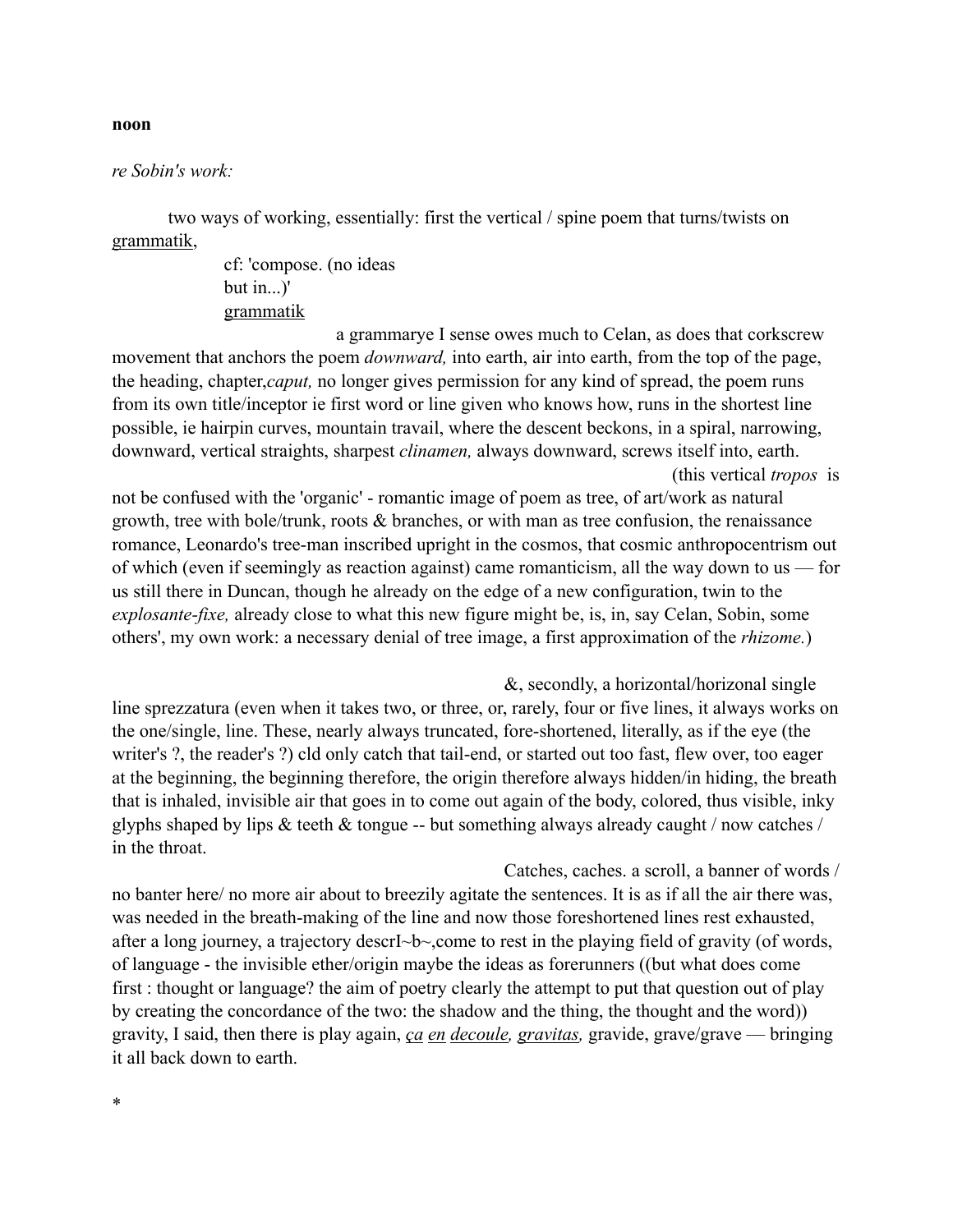**noon**

*re Sobin's work:*

two ways of working, essentially: first the vertical / spine poem that turns/twists on grammatik,

cf: 'compose. (no ideas
but in...)'
grammatik

a grammarye I sense owes much to Celan, as does that corkscrew movement that anchors the poem *downward,* into earth, air into earth, from the top of the page, the heading, chapter,*caput,* no longer gives permission for any kind of spread, the poem runs from its own title/inceptor ie first word or line given who knows how, runs in the shortest line possible, ie hairpin curves, mountain travail, where the descent beckons, in a spiral, narrowing, downward, vertical straights, sharpest *clinamen,* always downward, screws itself into, earth.

(this vertical *tropos* is not be confused with the 'organic' - romantic image of poem as tree, of art/work as natural growth, tree with bole/trunk, roots & branches, or with man as tree confusion, the renaissance romance, Leonardo's tree-man inscribed upright in the cosmos, that cosmic anthropocentrism out of which (even if seemingly as reaction against) came romanticism, all the way down to us — for us still there in Duncan, though he already on the edge of a new configuration, twin to the *explosante-fixe,* already close to what this new figure might be, is, in, say Celan, Sobin, some others', my own work: a necessary denial of tree image, a first approximation of the *rhizome.*)

&, secondly, a horizontal/horizonal single line sprezzatura (even when it takes two, or three, or, rarely, four or five lines, it always works on the one/single, line. These, nearly always truncated, fore-shortened, literally, as if the eye (the writer's ?, the reader's ?) cld only catch that tail-end, or started out too fast, flew over, too eager at the beginning, the beginning therefore, the origin therefore always hidden/in hiding, the breath that is inhaled, invisible air that goes in to come out again of the body, colored, thus visible, inky glyphs shaped by lips & teeth & tongue -- but something always already caught / now catches / in the throat.

Catches, caches. a scroll, a banner of words / no banter here/ no more air about to breezily agitate the sentences. It is as if all the air there was, was needed in the breath-making of the line and now those foreshortened lines rest exhausted, after a long journey, a trajectory descrI~b~,come to rest in the playing field of gravity (of words, of language - the invisible ether/origin maybe the ideas as forerunners ((but what does come first : thought or language? the aim of poetry clearly the attempt to put that question out of play by creating the concordance of the two: the shadow and the thing, the thought and the word)) gravity, I said, then there is play again, *ça en decoule, gravitas,* gravide, grave/grave — bringing it all back down to earth.

*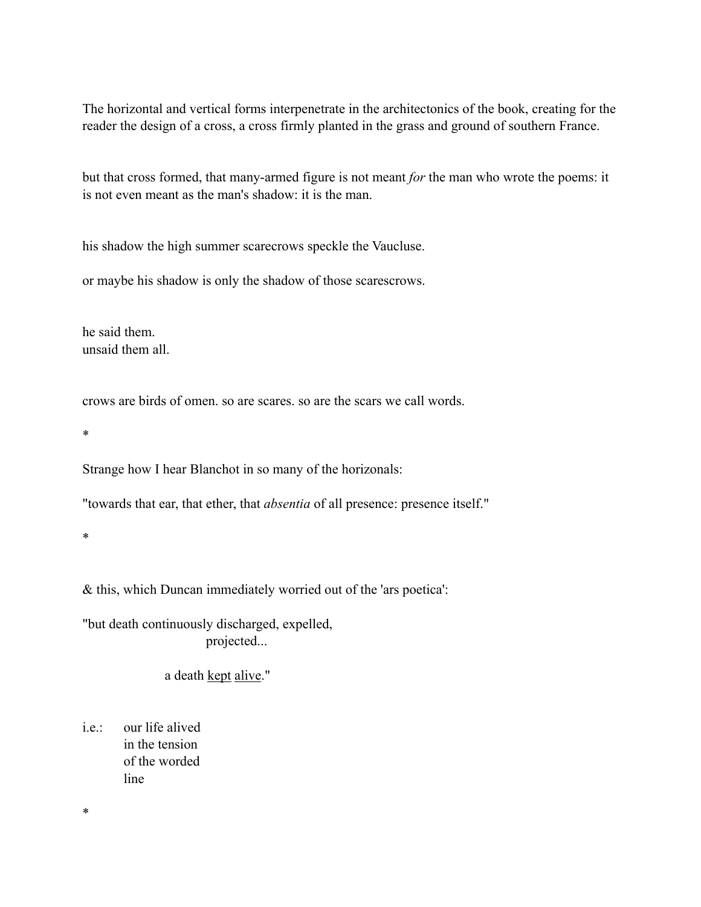The horizontal and vertical forms interpenetrate in the architectonics of the book, creating for the reader the design of a cross, a cross firmly planted in the grass and ground of southern France.

but that cross formed, that many-armed figure is not meant *for* the man who wrote the poems: it is not even meant as the man's shadow: it is the man.

his shadow the high summer scarecrows speckle the Vaucluse.

or maybe his shadow is only the shadow of those scarescrows.

he said them.
unsaid them all.

crows are birds of omen. so are scares. so are the scars we call words.

*

Strange how I hear Blanchot in so many of the horizonals:

"towards that ear, that ether, that *absentia* of all presence: presence itself."

*

& this, which Duncan immediately worried out of the 'ars poetica':

"but death continuously discharged, expelled,
                projected...

          a death <u>kept</u> <u>alive</u>."

i.e.:   our life alived
        in the tension
        of the worded
        line

*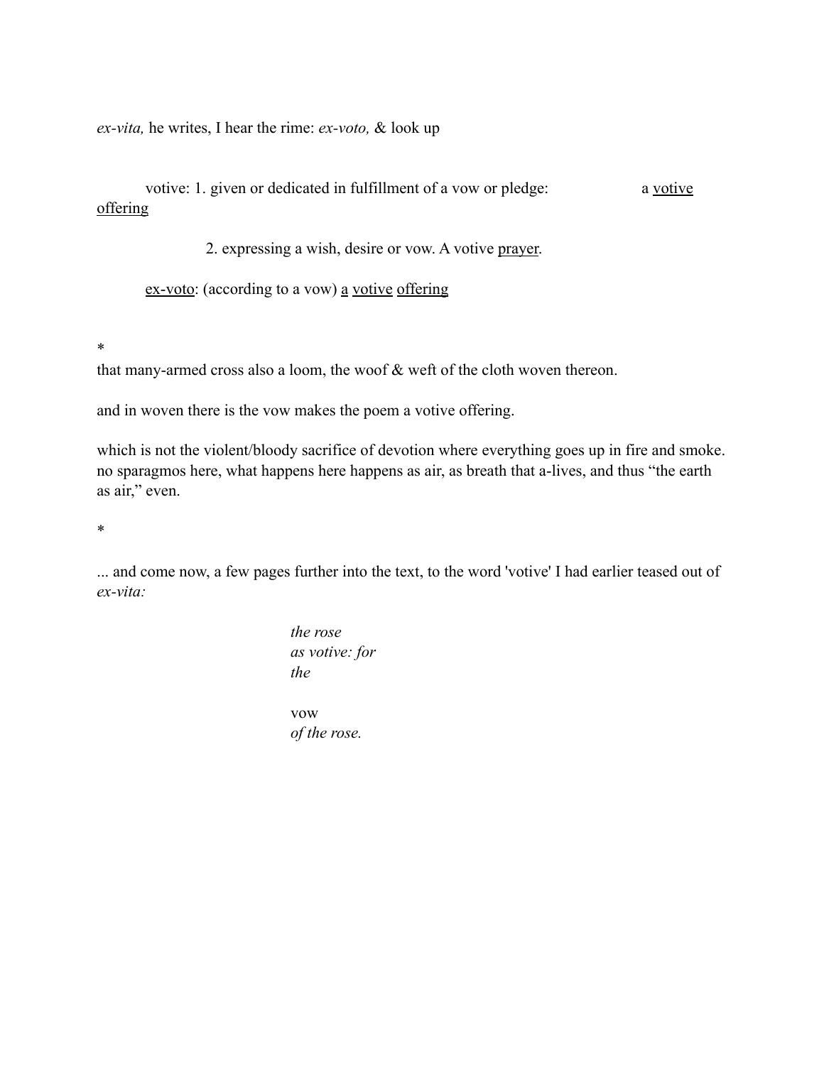*ex-vita,* he writes, I hear the rime: *ex-voto,* & look up

votive: 1. given or dedicated in fulfillment of a vow or pledge: a votive offering

2. expressing a wish, desire or vow. A votive prayer.

ex-voto: (according to a vow) a votive offering

*

that many-armed cross also a loom, the woof & weft of the cloth woven thereon.

and in woven there is the vow makes the poem a votive offering.

which is not the violent/bloody sacrifice of devotion where everything goes up in fire and smoke. no sparagmos here, what happens here happens as air, as breath that a-lives, and thus "the earth as air," even.

*

... and come now, a few pages further into the text, to the word 'votive' I had earlier teased out of *ex-vita:*

*the rose*  
*as votive: for*  
*the*

vow  
*of the rose.*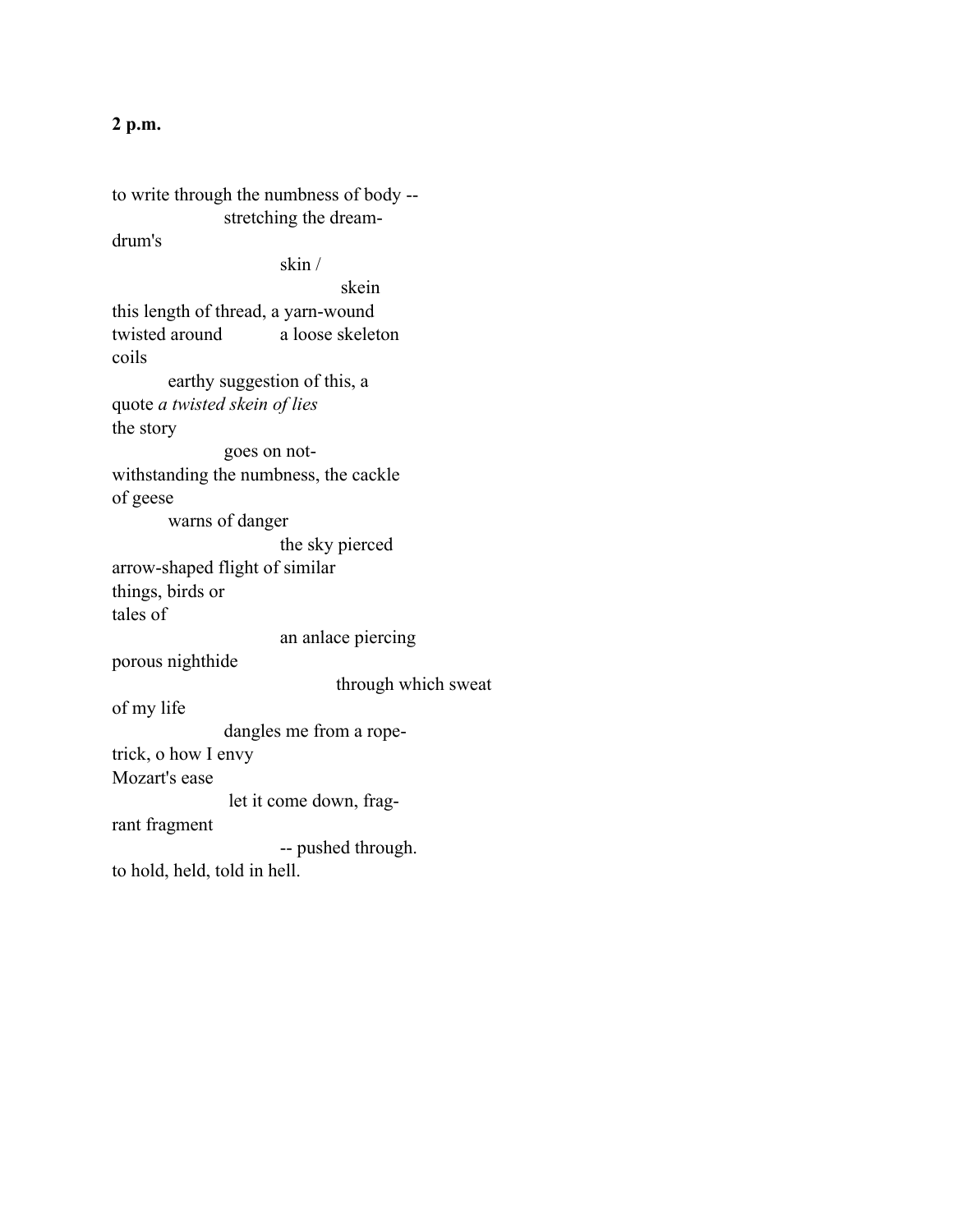**2 p.m.**

to write through the numbness of body --
                    stretching the dream-
drum's
                              skin /
                                         skein
this length of thread, a yarn-wound
twisted around           a loose skeleton
coils
          earthy suggestion of this, a
quote *a twisted skein of lies*
the story
                    goes on not-
withstanding the numbness, the cackle
of geese
          warns of danger
                              the sky pierced
arrow-shaped flight of similar
things, birds or
tales of
                              an anlace piercing
porous nighthide
                                        through which sweat
of my life
                    dangles me from a rope-
trick, o how I envy
Mozart's ease
                     let it come down, frag-
rant fragment
                              -- pushed through.
to hold, held, told in hell.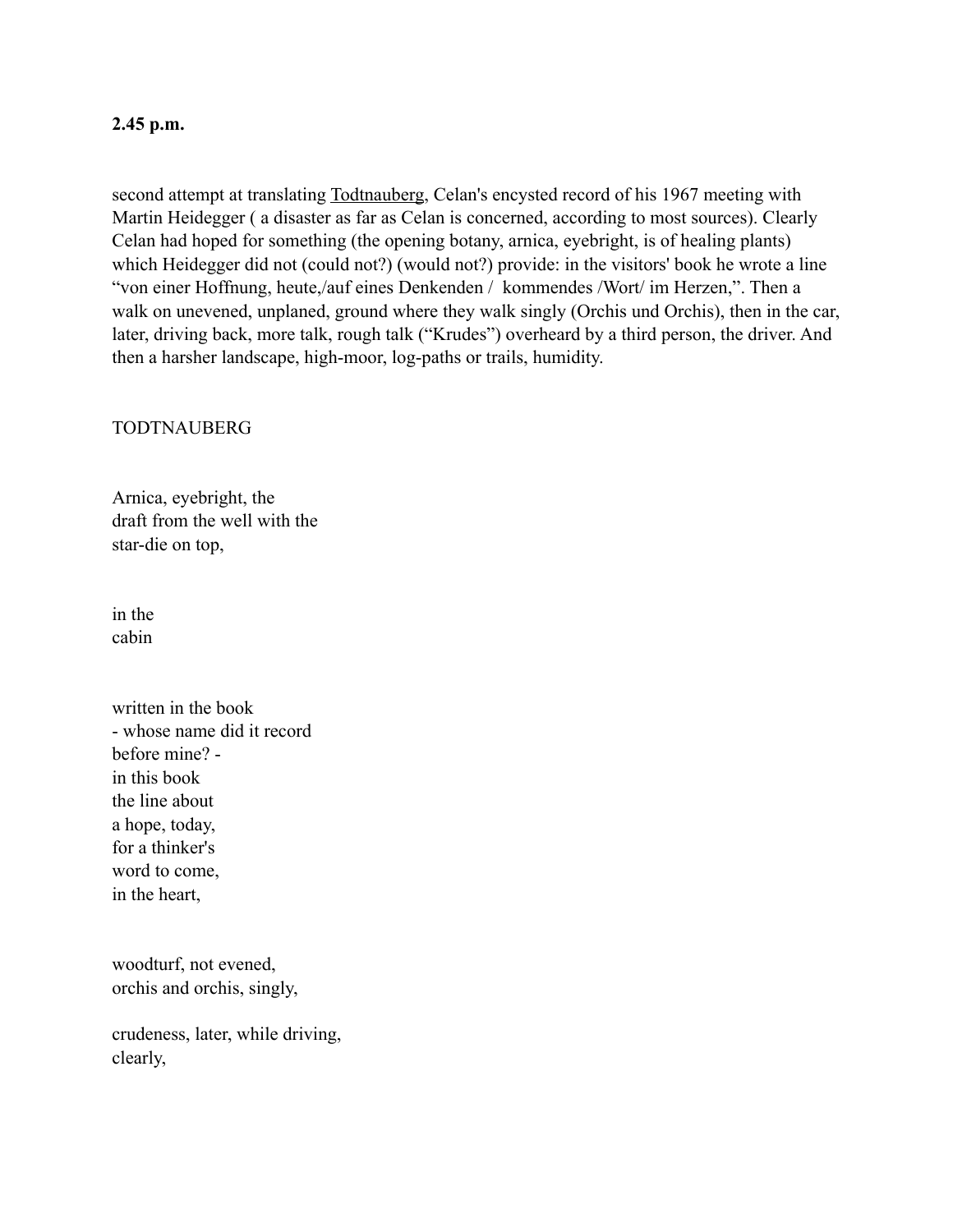**2.45 p.m.**

second attempt at translating <u>Todtnauberg</u>, Celan's encysted record of his 1967 meeting with Martin Heidegger ( a disaster as far as Celan is concerned, according to most sources). Clearly Celan had hoped for something (the opening botany, arnica, eyebright, is of healing plants) which Heidegger did not (could not?) (would not?) provide: in the visitors' book he wrote a line "von einer Hoffnung, heute,/auf eines Denkenden /  kommendes /Wort/ im Herzen,". Then a walk on unevened, unplaned, ground where they walk singly (Orchis und Orchis), then in the car, later, driving back, more talk, rough talk ("Krudes") overheard by a third person, the driver. And then a harsher landscape, high-moor, log-paths or trails, humidity.

TODTNAUBERG

Arnica, eyebright, the  
draft from the well with the  
star-die on top,

in the  
cabin

written in the book  
- whose name did it record  
before mine? -  
in this book  
the line about  
a hope, today,  
for a thinker's  
word to come,  
in the heart,

woodturf, not evened,  
orchis and orchis, singly,

crudeness, later, while driving,  
clearly,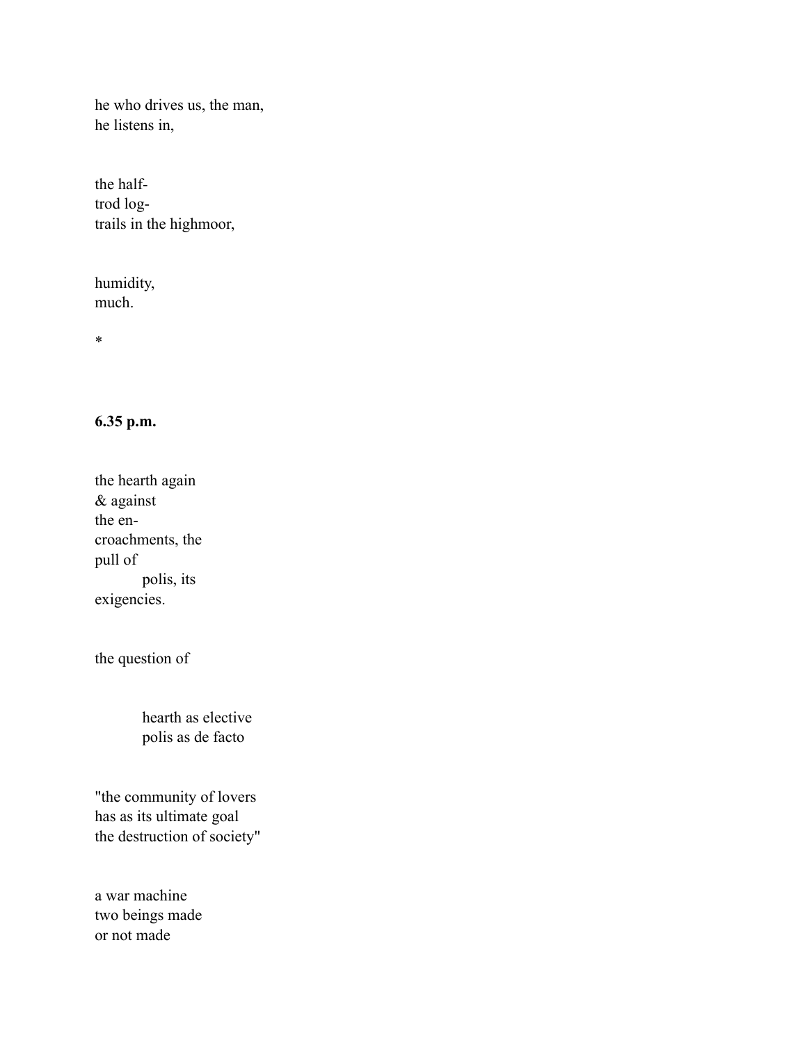he who drives us, the man,
he listens in,

the half-
trod log-
trails in the highmoor,

humidity,
much.

*

**6.35 p.m.**

the hearth again
& against
the en-
croachments, the
pull of
          polis, its
exigencies.

the question of

          hearth as elective
          polis as de facto

"the community of lovers
has as its ultimate goal
the destruction of society"

a war machine
two beings made
or not made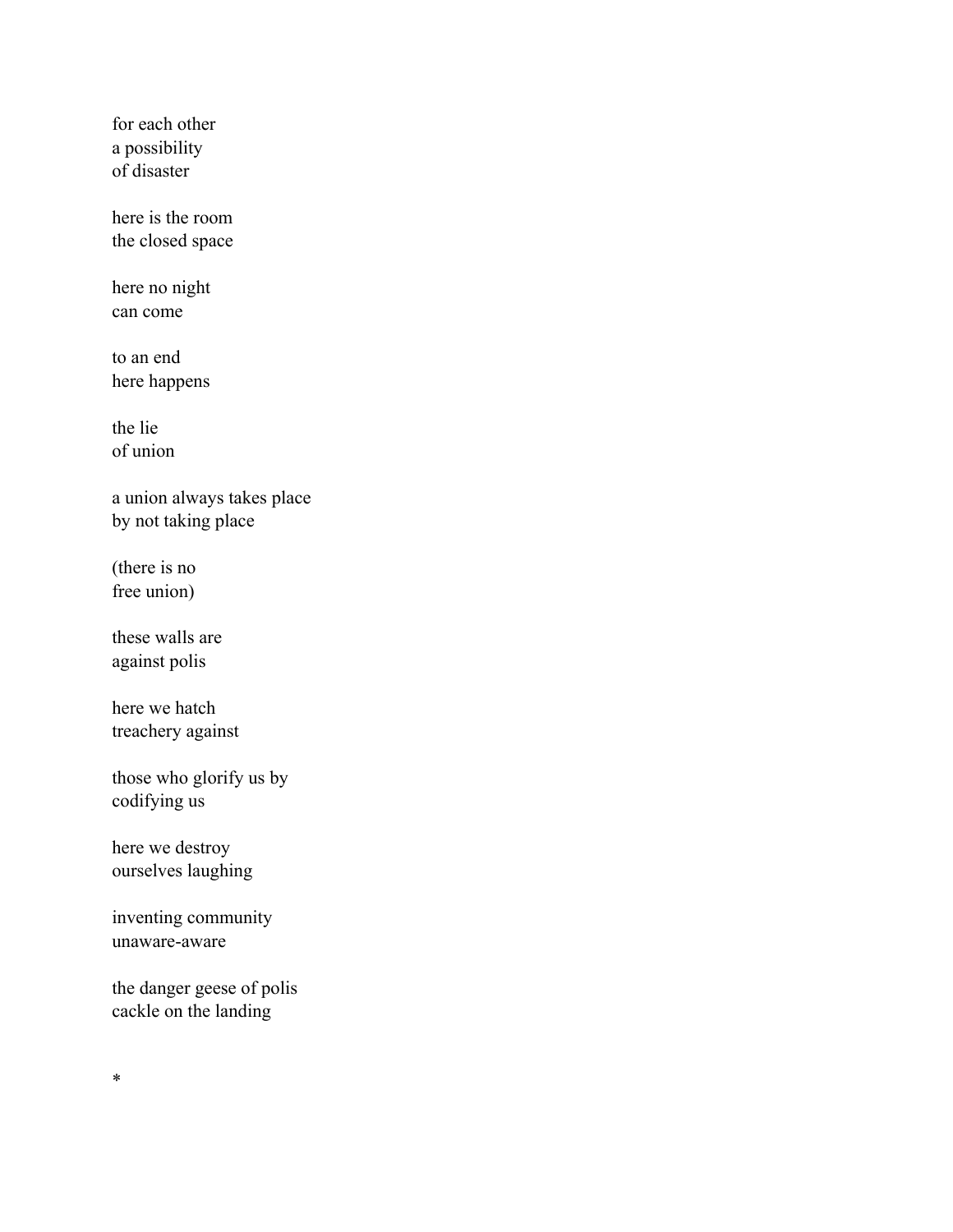for each other  
a possibility  
of disaster

here is the room  
the closed space

here no night  
can come

to an end  
here happens

the lie  
of union

a union always takes place  
by not taking place

(there is no  
free union)

these walls are  
against polis

here we hatch  
treachery against

those who glorify us by  
codifying us

here we destroy  
ourselves laughing

inventing community  
unaware-aware

the danger geese of polis  
cackle on the landing

*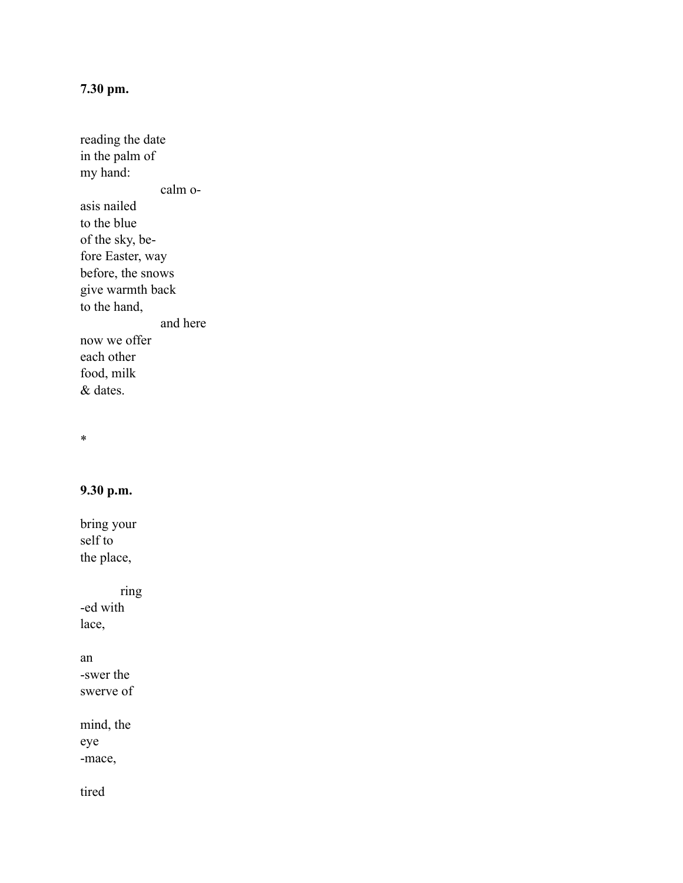**7.30 pm.**

reading the date
in the palm of
my hand:
                    calm o-
asis nailed
to the blue
of the sky, be-
fore Easter, way
before, the snows
give warmth back
to the hand,
                    and here
now we offer
each other
food, milk
& dates.

*

**9.30 p.m.**

bring your
self to
the place,

          ring
-ed with
lace,

an
-swer the
swerve of

mind, the
eye
-mace,

tired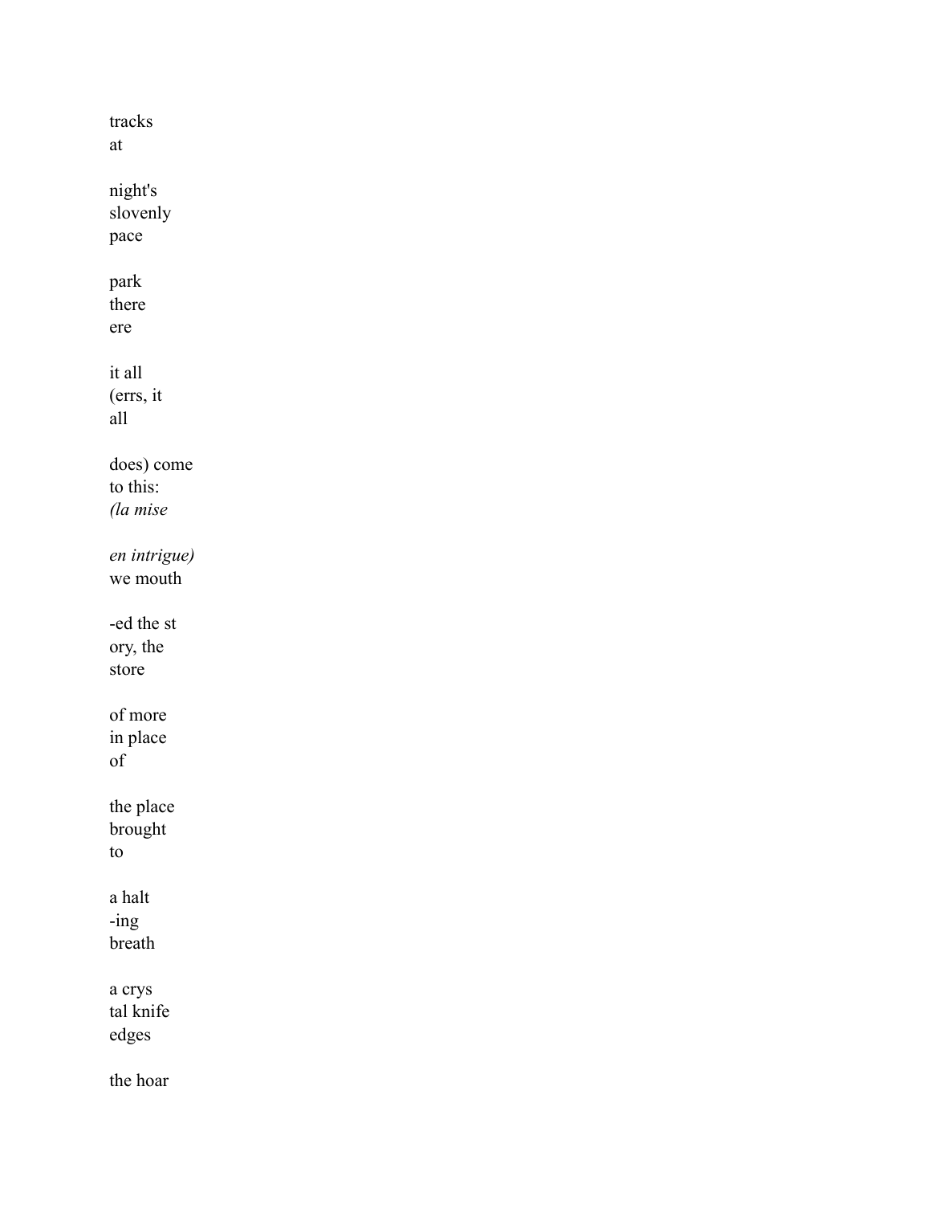tracks  
at

night's  
slovenly  
pace

park  
there  
ere

it all  
(errs, it  
all

does) come  
to this:  
*(la mise*

*en intrigue)*  
we mouth

-ed the st  
ory, the  
store

of more  
in place  
of

the place  
brought  
to

a halt  
-ing  
breath

a crys  
tal knife  
edges

the hoar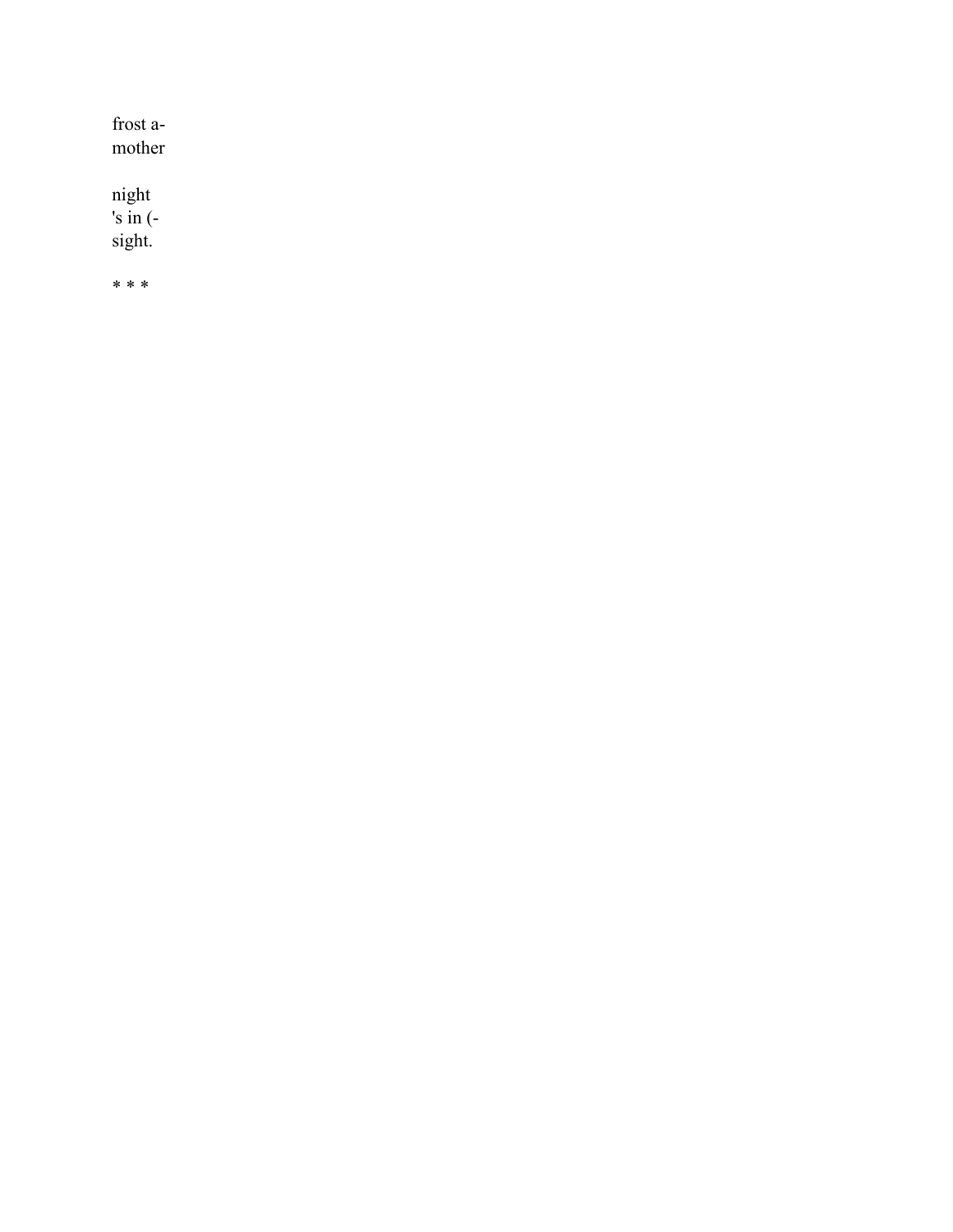frost a-  
mother

night  
's in (-  
sight.

* * *